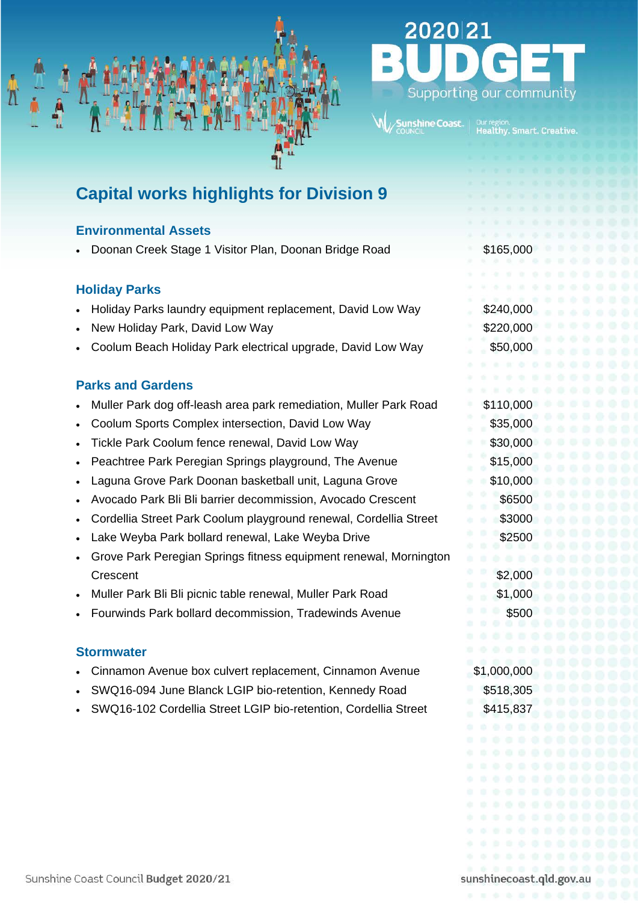2020|21 BUDGET

Supporting our community

Sunshine Coast Council — Our region. Healthy. Smart. Creative.

# Capital works highlights for Division 9

## Environmental Assets

- Doonan Creek Stage 1 Visitor Plan, Doonan Bridge Road — $165,000

## Holiday Parks

- Holiday Parks laundry equipment replacement, David Low Way — $240,000
- New Holiday Park, David Low Way — $220,000
- Coolum Beach Holiday Park electrical upgrade, David Low Way — $50,000

## Parks and Gardens

- Muller Park dog off-leash area park remediation, Muller Park Road — $110,000
- Coolum Sports Complex intersection, David Low Way — $35,000
- Tickle Park Coolum fence renewal, David Low Way — $30,000
- Peachtree Park Peregian Springs playground, The Avenue — $15,000
- Laguna Grove Park Doonan basketball unit, Laguna Grove — $10,000
- Avocado Park Bli Bli barrier decommission, Avocado Crescent — $6500
- Cordellia Street Park Coolum playground renewal, Cordellia Street — $3000
- Lake Weyba Park bollard renewal, Lake Weyba Drive — $2500
- Grove Park Peregian Springs fitness equipment renewal, Mornington Crescent — $2,000
- Muller Park Bli Bli picnic table renewal, Muller Park Road — $1,000
- Fourwinds Park bollard decommission, Tradewinds Avenue — $500

## Stormwater

- Cinnamon Avenue box culvert replacement, Cinnamon Avenue — $1,000,000
- SWQ16-094 June Blanck LGIP bio-retention, Kennedy Road — $518,305
- SWQ16-102 Cordellia Street LGIP bio-retention, Cordellia Street — $415,837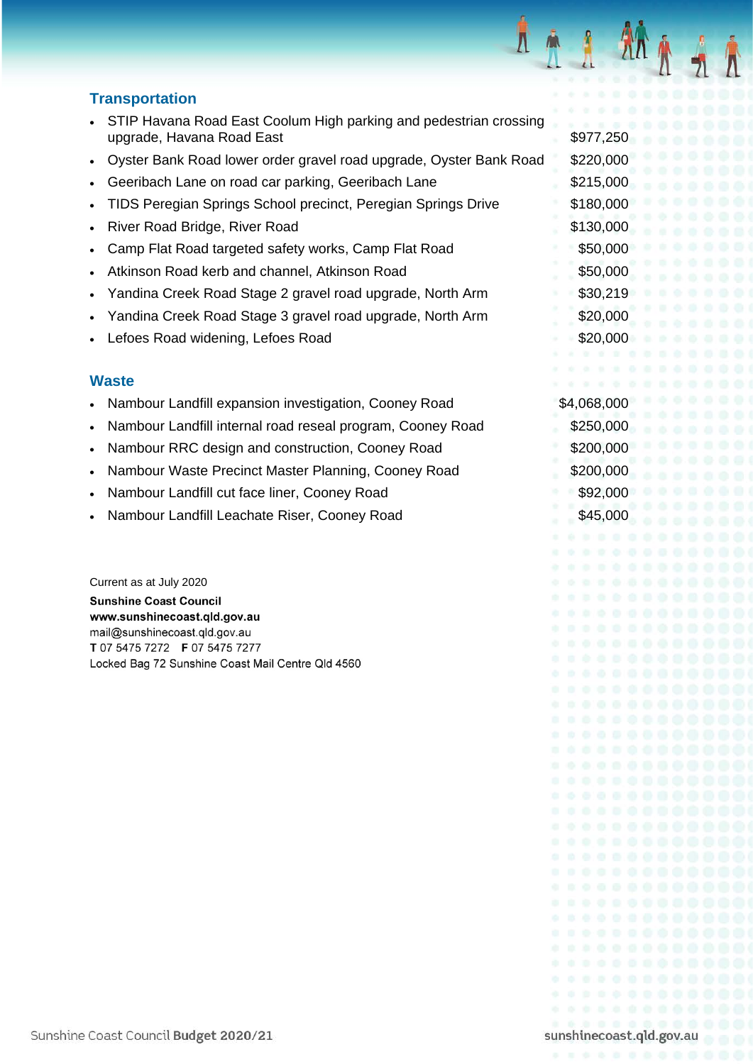## Transportation

- STIP Havana Road East Coolum High parking and pedestrian crossing upgrade, Havana Road East $977,250
- Oyster Bank Road lower order gravel road upgrade, Oyster Bank Road $220,000
- Geeribach Lane on road car parking, Geeribach Lane $215,000
- TIDS Peregian Springs School precinct, Peregian Springs Drive $180,000
- River Road Bridge, River Road $130,000
- Camp Flat Road targeted safety works, Camp Flat Road $50,000
- Atkinson Road kerb and channel, Atkinson Road $50,000
- Yandina Creek Road Stage 2 gravel road upgrade, North Arm $30,219
- Yandina Creek Road Stage 3 gravel road upgrade, North Arm $20,000
- Lefoes Road widening, Lefoes Road $20,000

## Waste

- Nambour Landfill expansion investigation, Cooney Road $4,068,000
- Nambour Landfill internal road reseal program, Cooney Road $250,000
- Nambour RRC design and construction, Cooney Road $200,000
- Nambour Waste Precinct Master Planning, Cooney Road $200,000
- Nambour Landfill cut face liner, Cooney Road $92,000
- Nambour Landfill Leachate Riser, Cooney Road $45,000

Current as at July 2020

**Sunshine Coast Council**
**www.sunshinecoast.qld.gov.au**
mail@sunshinecoast.qld.gov.au
**T** 07 5475 7272 **F** 07 5475 7277
Locked Bag 72 Sunshine Coast Mail Centre Qld 4560